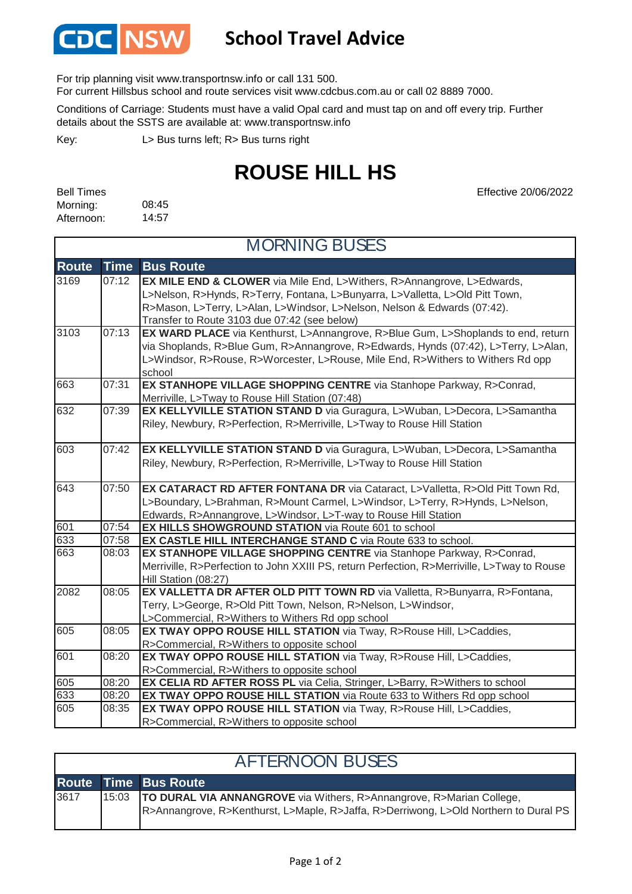# School Travel Advice

For trip planning visit www.transportnsw.info or call 131 500.
For current Hillsbus school and route services visit www.cdcbus.com.au or call 02 8889 7000.

Conditions of Carriage: Students must have a valid Opal card and must tap on and off every trip. Further details about the SSTS are available at: www.transportnsw.info

Key: L> Bus turns left; R> Bus turns right

## ROUSE HILL HS

Effective 20/06/2022

Bell Times
Morning: 08:45
Afternoon: 14:57

### MORNING BUSES

| Route | Time | Bus Route |
|---|---|---|
| 3169 | 07:12 | **EX MILE END & CLOWER** via Mile End, L>Withers, R>Annangrove, L>Edwards, L>Nelson, R>Hynds, R>Terry, Fontana, L>Bunyarra, L>Valletta, L>Old Pitt Town, R>Mason, L>Terry, L>Alan, L>Windsor, L>Nelson, Nelson & Edwards (07:42). Transfer to Route 3103 due 07:42 (see below) |
| 3103 | 07:13 | **EX WARD PLACE** via Kenthurst, L>Annangrove, R>Blue Gum, L>Shoplands to end, return via Shoplands, R>Blue Gum, R>Annangrove, R>Edwards, Hynds (07:42), L>Terry, L>Alan, L>Windsor, R>Rouse, R>Worcester, L>Rouse, Mile End, R>Withers to Withers Rd opp school |
| 663 | 07:31 | **EX STANHOPE VILLAGE SHOPPING CENTRE** via Stanhope Parkway, R>Conrad, Merriville, L>Tway to Rouse Hill Station (07:48) |
| 632 | 07:39 | **EX KELLYVILLE STATION STAND D** via Guragura, L>Wuban, L>Decora, L>Samantha Riley, Newbury, R>Perfection, R>Merriville, L>Tway to Rouse Hill Station |
| 603 | 07:42 | **EX KELLYVILLE STATION STAND D** via Guragura, L>Wuban, L>Decora, L>Samantha Riley, Newbury, R>Perfection, R>Merriville, L>Tway to Rouse Hill Station |
| 643 | 07:50 | **EX CATARACT RD AFTER FONTANA DR** via Cataract, L>Valletta, R>Old Pitt Town Rd, L>Boundary, L>Brahman, R>Mount Carmel, L>Windsor, L>Terry, R>Hynds, L>Nelson, Edwards, R>Annangrove, L>Windsor, L>T-way to Rouse Hill Station |
| 601 | 07:54 | **EX HILLS SHOWGROUND STATION** via Route 601 to school |
| 633 | 07:58 | **EX CASTLE HILL INTERCHANGE STAND C** via Route 633 to school. |
| 663 | 08:03 | **EX STANHOPE VILLAGE SHOPPING CENTRE** via Stanhope Parkway, R>Conrad, Merriville, R>Perfection to John XXIII PS, return Perfection, R>Merriville, L>Tway to Rouse Hill Station (08:27) |
| 2082 | 08:05 | **EX VALLETTA DR AFTER OLD PITT TOWN RD** via Valletta, R>Bunyarra, R>Fontana, Terry, L>George, R>Old Pitt Town, Nelson, R>Nelson, L>Windsor, L>Commercial, R>Withers to Withers Rd opp school |
| 605 | 08:05 | **EX TWAY OPPO ROUSE HILL STATION** via Tway, R>Rouse Hill, L>Caddies, R>Commercial, R>Withers to opposite school |
| 601 | 08:20 | **EX TWAY OPPO ROUSE HILL STATION** via Tway, R>Rouse Hill, L>Caddies, R>Commercial, R>Withers to opposite school |
| 605 | 08:20 | **EX CELIA RD AFTER ROSS PL** via Celia, Stringer, L>Barry, R>Withers to school |
| 633 | 08:20 | **EX TWAY OPPO ROUSE HILL STATION** via Route 633 to Withers Rd opp school |
| 605 | 08:35 | **EX TWAY OPPO ROUSE HILL STATION** via Tway, R>Rouse Hill, L>Caddies, R>Commercial, R>Withers to opposite school |

### AFTERNOON BUSES

| Route | Time | Bus Route |
|---|---|---|
| 3617 | 15:03 | **TO DURAL VIA ANNANGROVE** via Withers, R>Annangrove, R>Marian College, R>Annangrove, R>Kenthurst, L>Maple, R>Jaffa, R>Derriwong, L>Old Northern to Dural PS |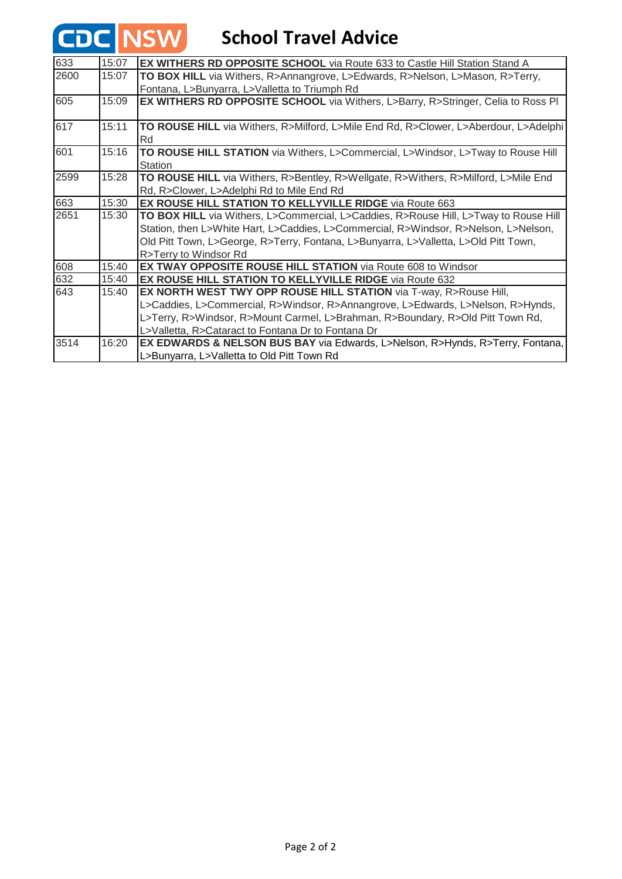# School Travel Advice

| | | |
|---|---|---|
| 633 | 15:07 | **EX WITHERS RD OPPOSITE SCHOOL** via Route 633 to Castle Hill Station Stand A |
| 2600 | 15:07 | **TO BOX HILL** via Withers, R>Annangrove, L>Edwards, R>Nelson, L>Mason, R>Terry, Fontana, L>Bunyarra, L>Valletta to Triumph Rd |
| 605 | 15:09 | **EX WITHERS RD OPPOSITE SCHOOL** via Withers, L>Barry, R>Stringer, Celia to Ross Pl |
| 617 | 15:11 | **TO ROUSE HILL** via Withers, R>Milford, L>Mile End Rd, R>Clower, L>Aberdour, L>Adelphi Rd |
| 601 | 15:16 | **TO ROUSE HILL STATION** via Withers, L>Commercial, L>Windsor, L>Tway to Rouse Hill Station |
| 2599 | 15:28 | **TO ROUSE HILL** via Withers, R>Bentley, R>Wellgate, R>Withers, R>Milford, L>Mile End Rd, R>Clower, L>Adelphi Rd to Mile End Rd |
| 663 | 15:30 | **EX ROUSE HILL STATION TO KELLYVILLE RIDGE** via Route 663 |
| 2651 | 15:30 | **TO BOX HILL** via Withers, L>Commercial, L>Caddies, R>Rouse Hill, L>Tway to Rouse Hill Station, then L>White Hart, L>Caddies, L>Commercial, R>Windsor, R>Nelson, L>Nelson, Old Pitt Town, L>George, R>Terry, Fontana, L>Bunyarra, L>Valletta, L>Old Pitt Town, R>Terry to Windsor Rd |
| 608 | 15:40 | **EX TWAY OPPOSITE ROUSE HILL STATION** via Route 608 to Windsor |
| 632 | 15:40 | **EX ROUSE HILL STATION TO KELLYVILLE RIDGE** via Route 632 |
| 643 | 15:40 | **EX NORTH WEST TWY OPP ROUSE HILL STATION** via T-way, R>Rouse Hill, L>Caddies, L>Commercial, R>Windsor, R>Annangrove, L>Edwards, L>Nelson, R>Hynds, L>Terry, R>Windsor, R>Mount Carmel, L>Brahman, R>Boundary, R>Old Pitt Town Rd, L>Valletta, R>Cataract to Fontana Dr to Fontana Dr |
| 3514 | 16:20 | **EX EDWARDS & NELSON BUS BAY** via Edwards, L>Nelson, R>Hynds, R>Terry, Fontana, L>Bunyarra, L>Valletta to Old Pitt Town Rd |